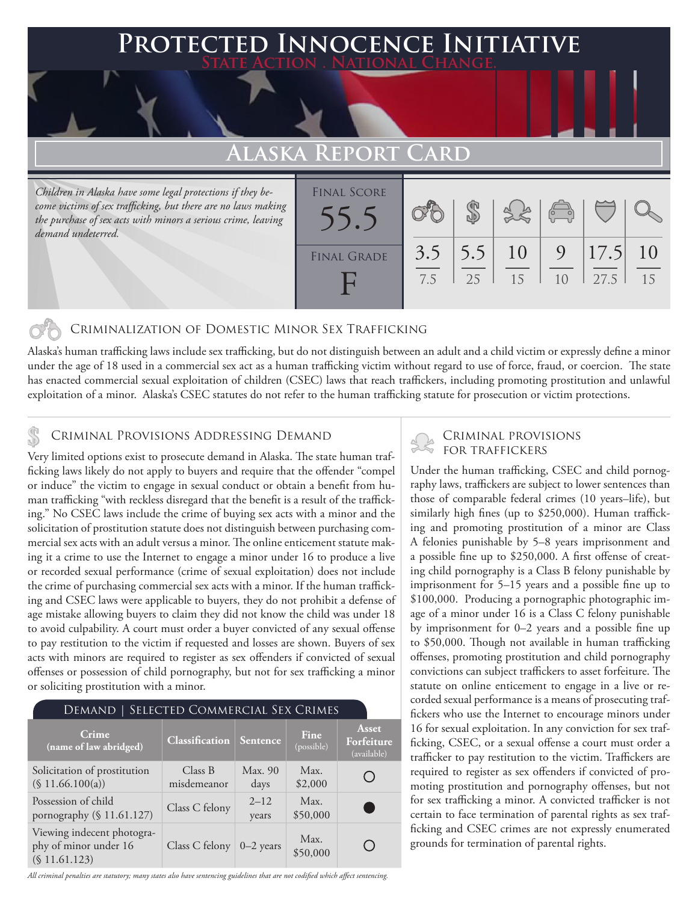# Protected Innocence Initiative

State Action . National Change.

## Alaska Report Card

*Children in Alaska have some legal protections if they become victims of sex trafficking, but there are no laws making the purchase of sex acts with minors a serious crime, leaving demand undeterred.*

| Final Score | | | | | | |
|---|---|---|---|---|---|---|
| 55.5 | 3.5 / 7.5 | 5.5 / 25 | 10 / 15 | 9 / 10 | 17.5 / 27.5 | 10 / 15 |

Final Grade: F

### Criminalization of Domestic Minor Sex Trafficking

Alaska's human trafficking laws include sex trafficking, but do not distinguish between an adult and a child victim or expressly define a minor under the age of 18 used in a commercial sex act as a human trafficking victim without regard to use of force, fraud, or coercion. The state has enacted commercial sexual exploitation of children (CSEC) laws that reach traffickers, including promoting prostitution and unlawful exploitation of a minor. Alaska's CSEC statutes do not refer to the human trafficking statute for prosecution or victim protections.

### Criminal Provisions Addressing Demand

Very limited options exist to prosecute demand in Alaska. The state human trafficking laws likely do not apply to buyers and require that the offender "compel or induce" the victim to engage in sexual conduct or obtain a benefit from human trafficking "with reckless disregard that the benefit is a result of the trafficking." No CSEC laws include the crime of buying sex acts with a minor and the solicitation of prostitution statute does not distinguish between purchasing commercial sex acts with an adult versus a minor. The online enticement statute making it a crime to use the Internet to engage a minor under 16 to produce a live or recorded sexual performance (crime of sexual exploitation) does not include the crime of purchasing commercial sex acts with a minor. If the human trafficking and CSEC laws were applicable to buyers, they do not prohibit a defense of age mistake allowing buyers to claim they did not know the child was under 18 to avoid culpability. A court must order a buyer convicted of any sexual offense to pay restitution to the victim if requested and losses are shown. Buyers of sex acts with minors are required to register as sex offenders if convicted of sexual offenses or possession of child pornography, but not for sex trafficking a minor or soliciting prostitution with a minor.

#### Demand | Selected Commercial Sex Crimes

| Crime (name of law abridged) | Classification | Sentence | Fine (possible) | Asset Forfeiture (available) |
|---|---|---|---|---|
| Solicitation of prostitution (§ 11.66.100(a)) | Class B misdemeanor | Max. 90 days | Max. $2,000 | ○ |
| Possession of child pornography (§ 11.61.127) | Class C felony | 2–12 years | Max. $50,000 | ● |
| Viewing indecent photography of minor under 16 (§ 11.61.123) | Class C felony | 0–2 years | Max. $50,000 | ○ |

*All criminal penalties are statutory; many states also have sentencing guidelines that are not codified which affect sentencing.*

### Criminal Provisions for Traffickers

Under the human trafficking, CSEC and child pornography laws, traffickers are subject to lower sentences than those of comparable federal crimes (10 years–life), but similarly high fines (up to $250,000). Human trafficking and promoting prostitution of a minor are Class A felonies punishable by 5–8 years imprisonment and a possible fine up to $250,000. A first offense of creating child pornography is a Class B felony punishable by imprisonment for 5–15 years and a possible fine up to $100,000. Producing a pornographic photographic image of a minor under 16 is a Class C felony punishable by imprisonment for 0–2 years and a possible fine up to $50,000. Though not available in human trafficking offenses, promoting prostitution and child pornography convictions can subject traffickers to asset forfeiture. The statute on online enticement to engage in a live or recorded sexual performance is a means of prosecuting traffickers who use the Internet to encourage minors under 16 for sexual exploitation. In any conviction for sex trafficking, CSEC, or a sexual offense a court must order a trafficker to pay restitution to the victim. Traffickers are required to register as sex offenders if convicted of promoting prostitution and pornography offenses, but not for sex trafficking a minor. A convicted trafficker is not certain to face termination of parental rights as sex trafficking and CSEC crimes are not expressly enumerated grounds for termination of parental rights.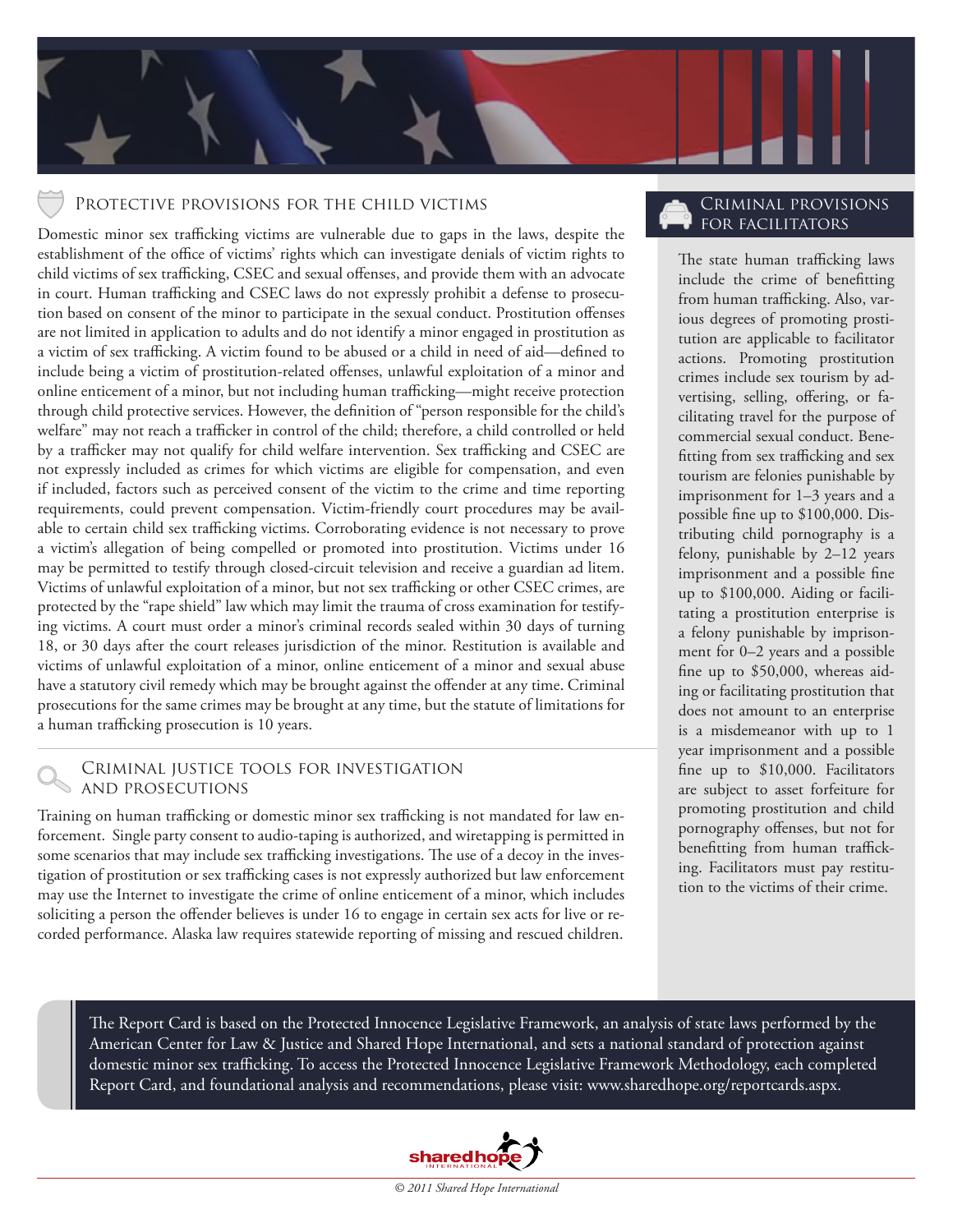## Protective provisions for the child victims

Domestic minor sex trafficking victims are vulnerable due to gaps in the laws, despite the establishment of the office of victims' rights which can investigate denials of victim rights to child victims of sex trafficking, CSEC and sexual offenses, and provide them with an advocate in court. Human trafficking and CSEC laws do not expressly prohibit a defense to prosecution based on consent of the minor to participate in the sexual conduct. Prostitution offenses are not limited in application to adults and do not identify a minor engaged in prostitution as a victim of sex trafficking. A victim found to be abused or a child in need of aid—defined to include being a victim of prostitution-related offenses, unlawful exploitation of a minor and online enticement of a minor, but not including human trafficking—might receive protection through child protective services. However, the definition of "person responsible for the child's welfare" may not reach a trafficker in control of the child; therefore, a child controlled or held by a trafficker may not qualify for child welfare intervention. Sex trafficking and CSEC are not expressly included as crimes for which victims are eligible for compensation, and even if included, factors such as perceived consent of the victim to the crime and time reporting requirements, could prevent compensation. Victim-friendly court procedures may be available to certain child sex trafficking victims. Corroborating evidence is not necessary to prove a victim's allegation of being compelled or promoted into prostitution. Victims under 16 may be permitted to testify through closed-circuit television and receive a guardian ad litem. Victims of unlawful exploitation of a minor, but not sex trafficking or other CSEC crimes, are protected by the "rape shield" law which may limit the trauma of cross examination for testifying victims. A court must order a minor's criminal records sealed within 30 days of turning 18, or 30 days after the court releases jurisdiction of the minor. Restitution is available and victims of unlawful exploitation of a minor, online enticement of a minor and sexual abuse have a statutory civil remedy which may be brought against the offender at any time. Criminal prosecutions for the same crimes may be brought at any time, but the statute of limitations for a human trafficking prosecution is 10 years.

## Criminal justice tools for investigation and prosecutions

Training on human trafficking or domestic minor sex trafficking is not mandated for law enforcement. Single party consent to audio-taping is authorized, and wiretapping is permitted in some scenarios that may include sex trafficking investigations. The use of a decoy in the investigation of prostitution or sex trafficking cases is not expressly authorized but law enforcement may use the Internet to investigate the crime of online enticement of a minor, which includes soliciting a person the offender believes is under 16 to engage in certain sex acts for live or recorded performance. Alaska law requires statewide reporting of missing and rescued children.

## Criminal provisions for facilitators

The state human trafficking laws include the crime of benefitting from human trafficking. Also, various degrees of promoting prostitution are applicable to facilitator actions. Promoting prostitution crimes include sex tourism by advertising, selling, offering, or facilitating travel for the purpose of commercial sexual conduct. Benefitting from sex trafficking and sex tourism are felonies punishable by imprisonment for 1–3 years and a possible fine up to $100,000. Distributing child pornography is a felony, punishable by 2–12 years imprisonment and a possible fine up to $100,000. Aiding or facilitating a prostitution enterprise is a felony punishable by imprisonment for 0–2 years and a possible fine up to $50,000, whereas aiding or facilitating prostitution that does not amount to an enterprise is a misdemeanor with up to 1 year imprisonment and a possible fine up to $10,000. Facilitators are subject to asset forfeiture for promoting prostitution and child pornography offenses, but not for benefitting from human trafficking. Facilitators must pay restitution to the victims of their crime.

The Report Card is based on the Protected Innocence Legislative Framework, an analysis of state laws performed by the American Center for Law & Justice and Shared Hope International, and sets a national standard of protection against domestic minor sex trafficking. To access the Protected Innocence Legislative Framework Methodology, each completed Report Card, and foundational analysis and recommendations, please visit: www.sharedhope.org/reportcards.aspx.

shared hope INTERNATIONAL

*© 2011 Shared Hope International*